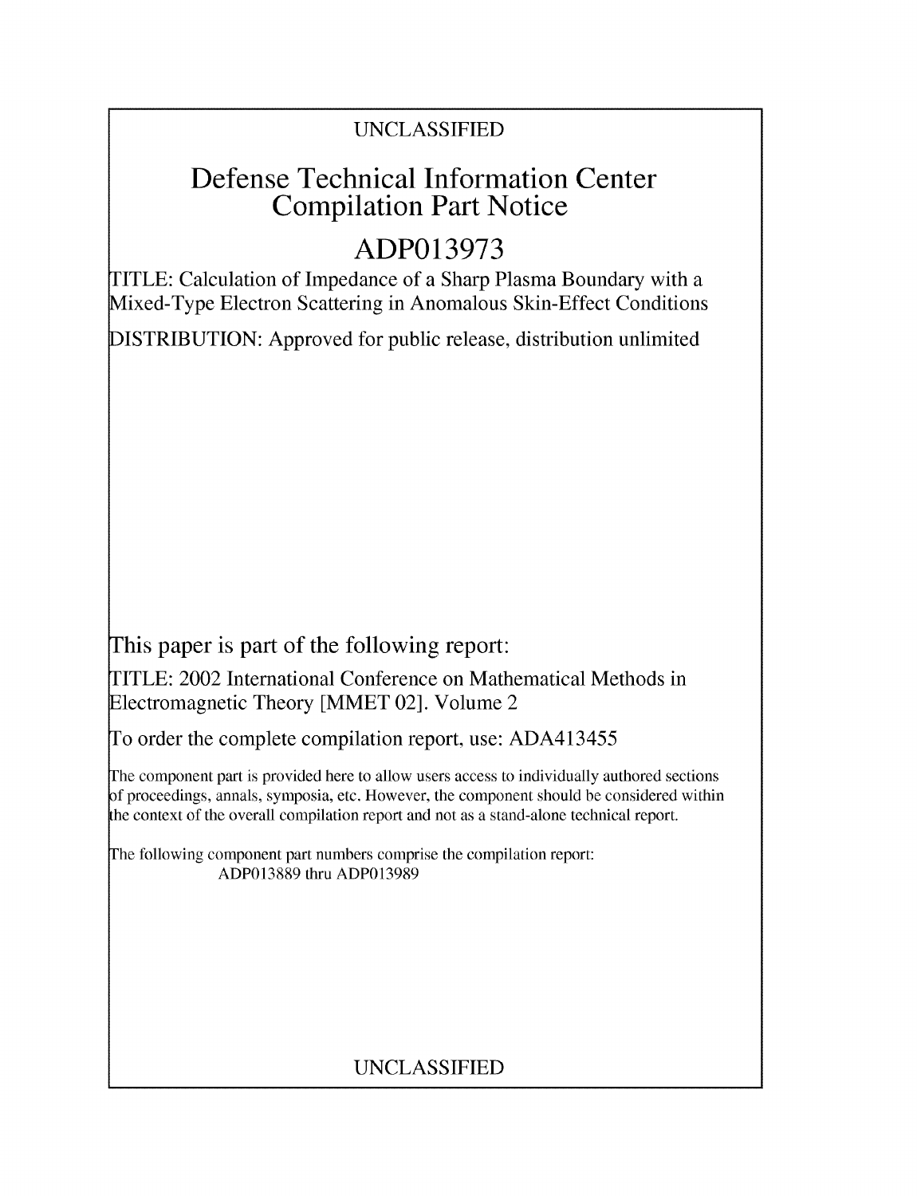UNCLASSIFIED

# Defense Technical Information Center Compilation Part Notice

## ADP013973

TITLE: Calculation of Impedance of a Sharp Plasma Boundary with a Mixed-Type Electron Scattering in Anomalous Skin-Effect Conditions

DISTRIBUTION: Approved for public release, distribution unlimited

This paper is part of the following report:

TITLE: 2002 International Conference on Mathematical Methods in Electromagnetic Theory [MMET 02]. Volume 2

To order the complete compilation report, use: ADA413455

The component part is provided here to allow users access to individually authored sections of proceedings, annals, symposia, etc. However, the component should be considered within the context of the overall compilation report and not as a stand-alone technical report.

The following component part numbers comprise the compilation report:
ADP013889 thru ADP013989

UNCLASSIFIED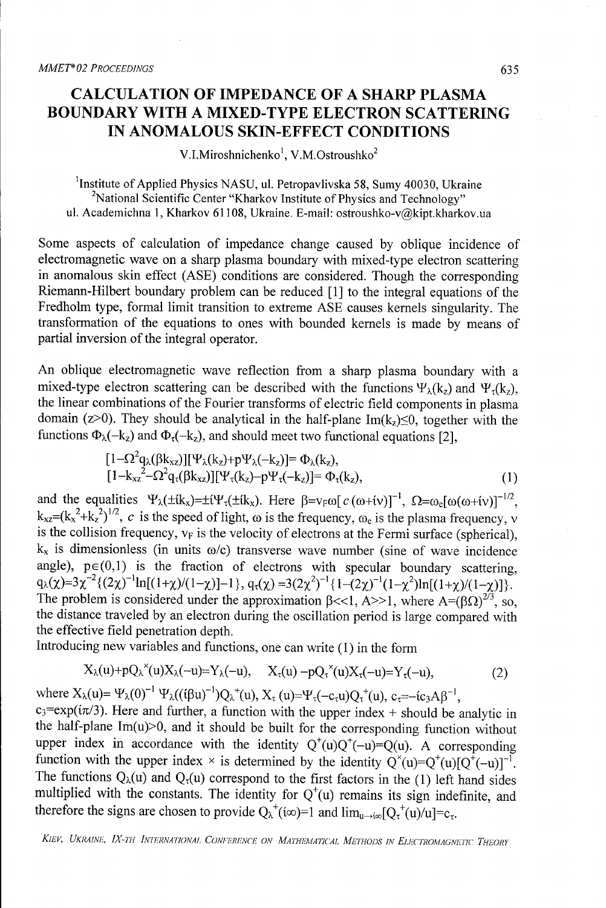# CALCULATION OF IMPEDANCE OF A SHARP PLASMA BOUNDARY WITH A MIXED-TYPE ELECTRON SCATTERING IN ANOMALOUS SKIN-EFFECT CONDITIONS

V.I.Miroshnichenko[1], V.M.Ostroushko[2]

[1]Institute of Applied Physics NASU, ul. Petropavlivska 58, Sumy 40030, Ukraine
[2]National Scientific Center "Kharkov Institute of Physics and Technology"
ul. Academichna 1, Kharkov 61108, Ukraine. E-mail: ostroushko-v@kipt.kharkov.ua

Some aspects of calculation of impedance change caused by oblique incidence of electromagnetic wave on a sharp plasma boundary with mixed-type electron scattering in anomalous skin effect (ASE) conditions are considered. Though the corresponding Riemann-Hilbert boundary problem can be reduced [1] to the integral equations of the Fredholm type, formal limit transition to extreme ASE causes kernels singularity. The transformation of the equations to ones with bounded kernels is made by means of partial inversion of the integral operator.

An oblique electromagnetic wave reflection from a sharp plasma boundary with a mixed-type electron scattering can be described with the functions $\Psi_\lambda(k_z)$ and $\Psi_\tau(k_z)$, the linear combinations of the Fourier transforms of electric field components in plasma domain ($z>0$). They should be analytical in the half-plane $\mathrm{Im}(k_z)\le 0$, together with the functions $\Phi_\lambda(-k_z)$ and $\Phi_\tau(-k_z)$, and should meet two functional equations [2],

$$[1-\Omega^2 q_\lambda(\beta k_{xz})][\Psi_\lambda(k_z)+p\Psi_\lambda(-k_z)]=\Phi_\lambda(k_z),$$
$$[1-k_{xz}^2-\Omega^2 q_\tau(\beta k_{xz})][\Psi_\tau(k_z)-p\Psi_\tau(-k_z)]=\Phi_\tau(k_z), \tag{1}$$

and the equalities $\Psi_\lambda(\pm i k_x)=\pm i\Psi_\tau(\pm i k_x)$. Here $\beta=v_F\omega[c(\omega+i\nu)]^{-1}$, $\Omega=\omega_e[\omega(\omega+i\nu)]^{-1/2}$, $k_{xz}=(k_x^2+k_z^2)^{1/2}$, $c$ is the speed of light, $\omega$ is the frequency, $\omega_e$ is the plasma frequency, $\nu$ is the collision frequency, $v_F$ is the velocity of electrons at the Fermi surface (spherical), $k_x$ is dimensionless (in units $\omega/c$) transverse wave number (sine of wave incidence angle), $p\in(0,1)$ is the fraction of electrons with specular boundary scattering, $q_\lambda(\chi)=3\chi^{-2}\{(2\chi)^{-1}\ln[(1+\chi)/(1-\chi)]-1\}$, $q_\tau(\chi)=3(2\chi^2)^{-1}\{1-(2\chi)^{-1}(1-\chi^2)\ln[(1+\chi)/(1-\chi)]\}$. The problem is considered under the approximation $\beta<<1$, $A>>1$, where $A=(\beta\Omega)^{2/3}$, so, the distance traveled by an electron during the oscillation period is large compared with the effective field penetration depth.

Introducing new variables and functions, one can write (1) in the form

$$X_\lambda(u)+pQ_\lambda^\times(u)X_\lambda(-u)=Y_\lambda(-u), \quad X_\tau(u)-pQ_\tau^\times(u)X_\tau(-u)=Y_\tau(-u), \tag{2}$$

where $X_\lambda(u)=\Psi_\lambda(0)^{-1}\Psi_\lambda((i\beta u)^{-1})Q_\lambda^+(u)$, $X_\tau(u)=\Psi_\tau(-c_\tau u)Q_\tau^+(u)$, $c_\tau=-ic_3A\beta^{-1}$, $c_3=\exp(i\pi/3)$. Here and further, a function with the upper index + should be analytic in the half-plane $\mathrm{Im}(u)>0$, and it should be built for the corresponding function without upper index in accordance with the identity $Q^+(u)Q^+(-u)=Q(u)$. A corresponding function with the upper index $\times$ is determined by the identity $Q^\times(u)=Q^+(u)[Q^+(-u)]^{-1}$. The functions $Q_\lambda(u)$ and $Q_\tau(u)$ correspond to the first factors in the (1) left hand sides multiplied with the constants. The identity for $Q^+(u)$ remains its sign indefinite, and therefore the signs are chosen to provide $Q_\lambda^+(i\infty)=1$ and $\lim_{u\to i\infty}[Q_\tau^+(u)/u]=c_\tau$.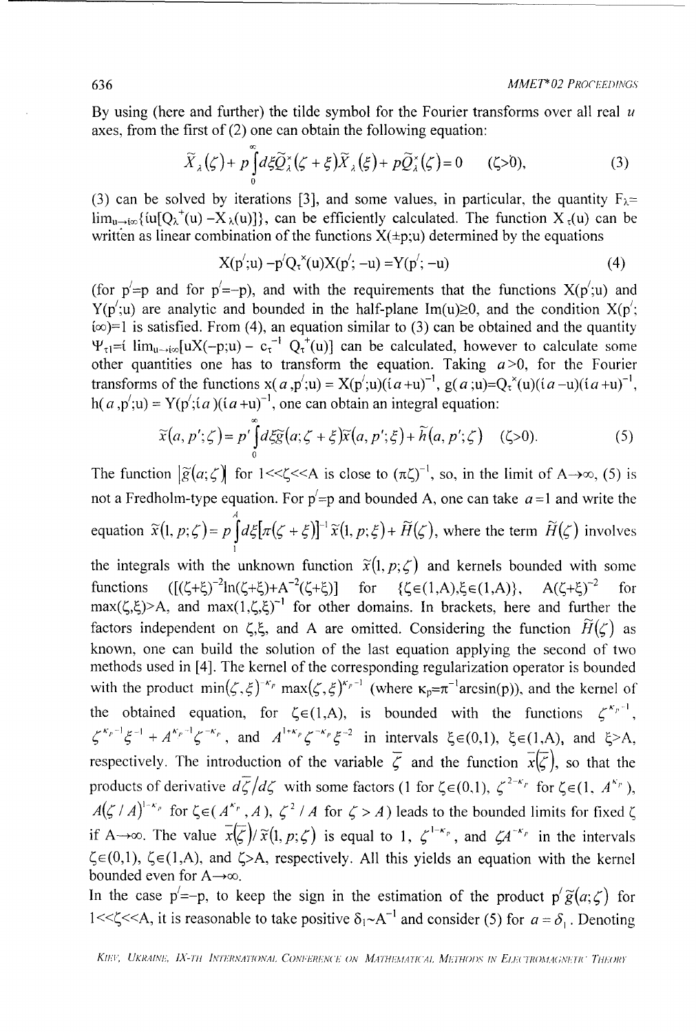By using (here and further) the tilde symbol for the Fourier transforms over all real $u$ axes, from the first of (2) one can obtain the following equation:

$$\widetilde{X}_\lambda(\zeta)+p\int_0^\infty d\xi\widetilde{Q}_\lambda^\times(\zeta+\xi)\widetilde{X}_\lambda(\xi)+p\widetilde{Q}_\lambda^\times(\zeta)=0 \qquad (\zeta>0), \tag{3}$$

(3) can be solved by iterations [3], and some values, in particular, the quantity $F_\lambda=\lim_{u\to i\infty}\{iu[Q_\lambda^+(u)-X_\lambda(u)]\}$, can be efficiently calculated. The function $X_\tau(u)$ can be written as linear combination of the functions $X(\pm p;u)$ determined by the equations

$$X(p';u)-p'Q_\tau^\times(u)X(p';-u)=Y(p';-u) \tag{4}$$

(for $p'=p$ and for $p'=-p$), and with the requirements that the functions $X(p';u)$ and $Y(p';u)$ are analytic and bounded in the half-plane $\mathrm{Im}(u)\geq 0$, and the condition $X(p';i\infty)=1$ is satisfied. From (4), an equation similar to (3) can be obtained and the quantity $\Psi_{\tau 1}=i\lim_{u\to i\infty}[uX(-p;u)-c_\tau^{-1}Q_\tau^+(u)]$ can be calculated, however to calculate some other quantities one has to transform the equation. Taking $a>0$, for the Fourier transforms of the functions $x(a,p';u)=X(p';u)(ia+u)^{-1}$, $g(a;u)=Q_\tau^\times(u)(ia-u)(ia+u)^{-1}$, $h(a,p';u)=Y(p';ia)(ia+u)^{-1}$, one can obtain an integral equation:

$$\widetilde{x}(a,p';\zeta)=p'\int_0^\infty d\xi\widetilde{g}(a;\zeta+\xi)\widetilde{x}(a,p';\xi)+\widetilde{h}(a,p';\zeta) \qquad (\zeta>0). \tag{5}$$

The function $|\widetilde{g}(a;\zeta)|$ for $1<<\zeta<<A$ is close to $(\pi\zeta)^{-1}$, so, in the limit of $A\to\infty$, (5) is not a Fredholm-type equation. For $p'=p$ and bounded A, one can take $a=1$ and write the equation $\widetilde{x}(1,p;\zeta)=p\int_1^A d\xi[\pi(\zeta+\xi)]^{-1}\widetilde{x}(1,p;\xi)+\widetilde{H}(\zeta)$, where the term $\widetilde{H}(\zeta)$ involves the integrals with the unknown function $\widetilde{x}(1,p;\zeta)$ and kernels bounded with some functions $([(\zeta+\xi)^{-2}\ln(\zeta+\xi)+A^{-2}(\zeta+\xi)]$ for $\{\zeta\in(1,A),\xi\in(1,A)\}$, $A(\zeta+\xi)^{-2}$ for $\max(\zeta,\xi)>A$, and $\max(1,\zeta,\xi)^{-1}$ for other domains. In brackets, here and further the factors independent on $\zeta,\xi$, and A are omitted. Considering the function $\widetilde{H}(\zeta)$ as known, one can build the solution of the last equation applying the second of two methods used in [4]. The kernel of the corresponding regularization operator is bounded with the product $\min(\zeta,\xi)^{-\kappa_p}\max(\zeta,\xi)^{\kappa_p-1}$ (where $\kappa_p=\pi^{-1}\arcsin(p)$), and the kernel of the obtained equation, for $\zeta\in(1,A)$, is bounded with the functions $\zeta^{\kappa_p-1}$, $\zeta^{\kappa_p-1}\xi^{-1}+A^{\kappa_p-1}\zeta^{-\kappa_p}$, and $A^{1+\kappa_p}\zeta^{-\kappa_p}\xi^{-2}$ in intervals $\xi\in(0,1)$, $\xi\in(1,A)$, and $\xi>A$, respectively. The introduction of the variable $\overline{\zeta}$ and the function $\overline{x}(\overline{\zeta})$, so that the products of derivative $d\overline{\zeta}/d\zeta$ with some factors (1 for $\zeta\in(0,1)$, $\zeta^{2-\kappa_p}$ for $\zeta\in(1,A^{\kappa_p})$, $A(\zeta/A)^{1-\kappa_p}$ for $\zeta\in(A^{\kappa_p},A)$, $\zeta^2/A$ for $\zeta>A$) leads to the bounded limits for fixed $\zeta$ if $A\to\infty$. The value $\overline{x}(\overline{\zeta})/\widetilde{x}(1,p;\zeta)$ is equal to 1, $\zeta^{1-\kappa_p}$, and $\zeta A^{-\kappa_p}$ in the intervals $\zeta\in(0,1)$, $\zeta\in(1,A)$, and $\zeta>A$, respectively. All this yields an equation with the kernel bounded even for $A\to\infty$.

In the case $p'=-p$, to keep the sign in the estimation of the product $p'\widetilde{g}(a;\zeta)$ for $1<<\zeta<<A$, it is reasonable to take positive $\delta_1\sim A^{-1}$ and consider (5) for $a=\delta_1$. Denoting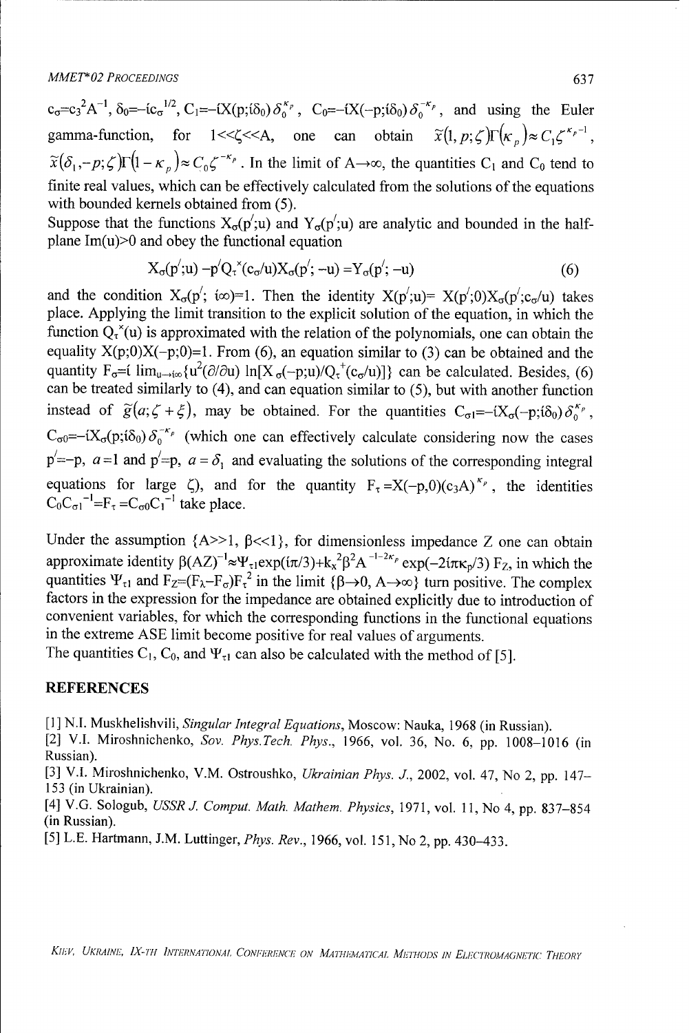$c_\sigma = c_3^2 A^{-1}$, $\delta_0 = -i c_\sigma^{1/2}$, $C_1 = -iX(p;i\delta_0)\,\delta_0^{\kappa_p}$, $C_0 = -iX(-p;i\delta_0)\,\delta_0^{-\kappa_p}$, and using the Euler gamma-function, for $1 << \zeta << A$, one can obtain $\tilde{x}(1,p;\zeta)\Gamma(\kappa_p) \approx C_1 \zeta^{\kappa_p - 1}$, $\tilde{x}(\delta_1,-p;\zeta)\Gamma(1-\kappa_p) \approx C_0 \zeta^{-\kappa_p}$. In the limit of $A \to \infty$, the quantities $C_1$ and $C_0$ tend to finite real values, which can be effectively calculated from the solutions of the equations with bounded kernels obtained from (5).

Suppose that the functions $X_\sigma(p';u)$ and $Y_\sigma(p';u)$ are analytic and bounded in the half-plane $\mathrm{Im}(u)>0$ and obey the functional equation

$$X_\sigma(p';u) - p' Q_\tau^{\times}(c_\sigma/u) X_\sigma(p';-u) = Y_\sigma(p';-u) \tag{6}$$

and the condition $X_\sigma(p'; i\infty)=1$. Then the identity $X(p';u) = X(p';0)X_\sigma(p';c_\sigma/u)$ takes place. Applying the limit transition to the explicit solution of the equation, in which the function $Q_\tau^{\times}(u)$ is approximated with the relation of the polynomials, one can obtain the equality $X(p;0)X(-p;0)=1$. From (6), an equation similar to (3) can be obtained and the quantity $F_\sigma = i \lim_{u \to i\infty}\{u^2(\partial/\partial u)\ln[X_\sigma(-p;u)/Q_\tau^{+}(c_\sigma/u)]\}$ can be calculated. Besides, (6) can be treated similarly to (4), and can equation similar to (5), but with another function instead of $\tilde{g}(a;\zeta+\xi)$, may be obtained. For the quantities $C_{\sigma 1} = -iX_\sigma(-p;i\delta_0)\,\delta_0^{\kappa_p}$, $C_{\sigma 0} = -iX_\sigma(p;i\delta_0)\,\delta_0^{-\kappa_p}$ (which one can effectively calculate considering now the cases $p'=-p$, $a=1$ and $p'=p$, $a=\delta_1$ and evaluating the solutions of the corresponding integral equations for large $\zeta$), and for the quantity $F_\tau = X(-p,0)(c_3 A)^{\kappa_p}$, the identities $C_0 C_{\sigma 1}^{-1} = F_\tau = C_{\sigma 0} C_1^{-1}$ take place.

Under the assumption $\{A>>1,\ \beta<<1\}$, for dimensionless impedance Z one can obtain approximate identity $\beta(AZ)^{-1} \approx \Psi_{\tau 1}\exp(i\pi/3) + k_x^2 \beta^2 A^{-1-2\kappa_p}\exp(-2i\pi\kappa_p/3)\,F_Z$, in which the quantities $\Psi_{\tau 1}$ and $F_Z = (F_\lambda - F_\sigma)F_\tau^2$ in the limit $\{\beta \to 0,\ A \to \infty\}$ turn positive. The complex factors in the expression for the impedance are obtained explicitly due to introduction of convenient variables, for which the corresponding functions in the functional equations in the extreme ASE limit become positive for real values of arguments.

The quantities $C_1$, $C_0$, and $\Psi_{\tau 1}$ can also be calculated with the method of [5].

## REFERENCES

[1] N.I. Muskhelishvili, *Singular Integral Equations*, Moscow: Nauka, 1968 (in Russian).

[2] V.I. Miroshnichenko, *Sov. Phys.Tech. Phys.*, 1966, vol. 36, No. 6, pp. 1008–1016 (in Russian).

[3] V.I. Miroshnichenko, V.M. Ostroushko, *Ukrainian Phys. J.*, 2002, vol. 47, No 2, pp. 147–153 (in Ukrainian).

[4] V.G. Sologub, *USSR J. Comput. Math. Mathem. Physics*, 1971, vol. 11, No 4, pp. 837–854 (in Russian).

[5] L.E. Hartmann, J.M. Luttinger, *Phys. Rev.*, 1966, vol. 151, No 2, pp. 430–433.